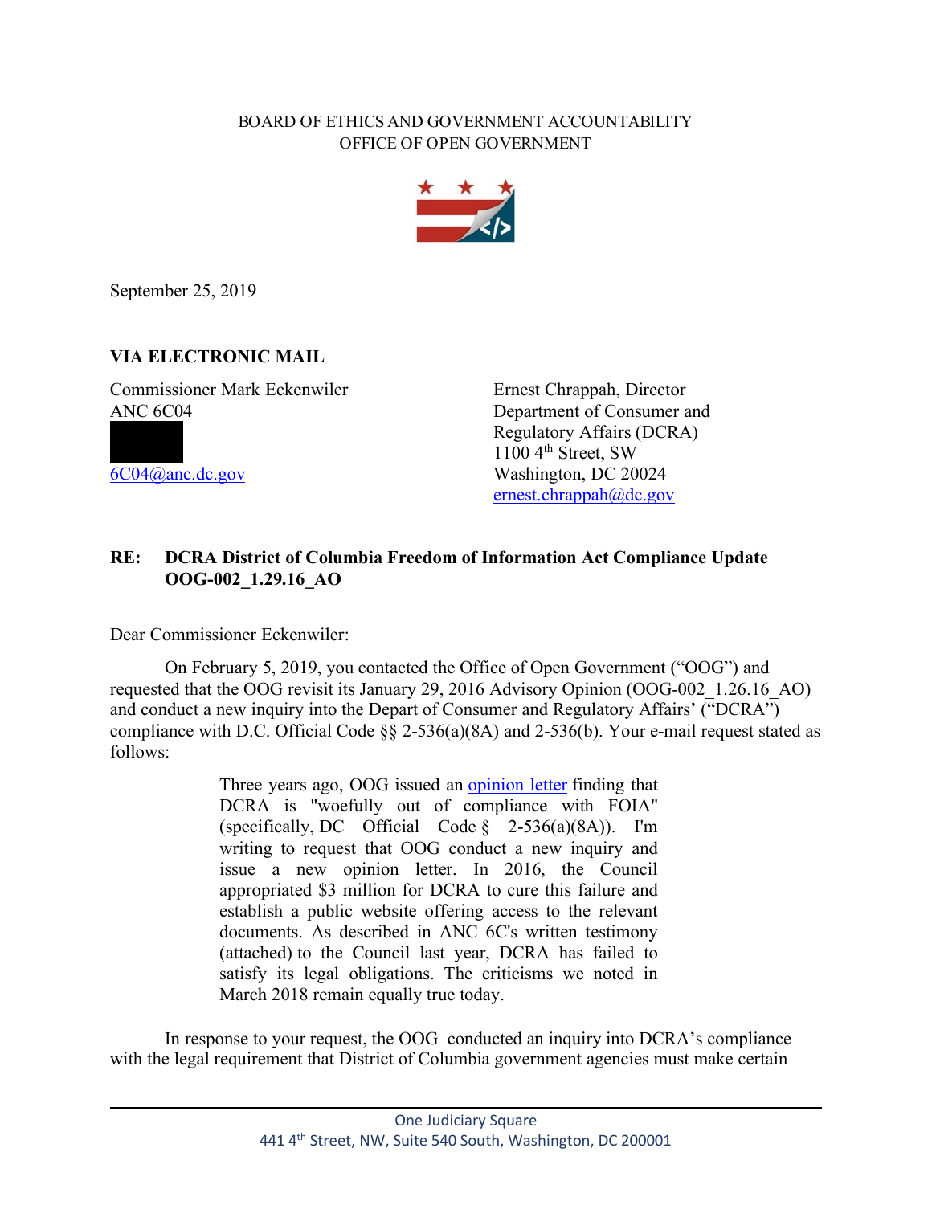BOARD OF ETHICS AND GOVERNMENT ACCOUNTABILITY
OFFICE OF OPEN GOVERNMENT

September 25, 2019

**VIA ELECTRONIC MAIL**

Commissioner Mark Eckenwiler
ANC 6C04
[6C04@anc.dc.gov](mailto:6C04@anc.dc.gov)

Ernest Chrappah, Director
Department of Consumer and Regulatory Affairs (DCRA)
1100 4th Street, SW
Washington, DC 20024
[ernest.chrappah@dc.gov](mailto:ernest.chrappah@dc.gov)

**RE: DCRA District of Columbia Freedom of Information Act Compliance Update OOG-002_1.29.16_AO**

Dear Commissioner Eckenwiler:

On February 5, 2019, you contacted the Office of Open Government ("OOG") and requested that the OOG revisit its January 29, 2016 Advisory Opinion (OOG-002_1.26.16_AO) and conduct a new inquiry into the Depart of Consumer and Regulatory Affairs' ("DCRA") compliance with D.C. Official Code §§ 2-536(a)(8A) and 2-536(b). Your e-mail request stated as follows:

> Three years ago, OOG issued an opinion letter finding that DCRA is "woefully out of compliance with FOIA" (specifically, DC Official Code § 2-536(a)(8A)). I'm writing to request that OOG conduct a new inquiry and issue a new opinion letter. In 2016, the Council appropriated $3 million for DCRA to cure this failure and establish a public website offering access to the relevant documents. As described in ANC 6C's written testimony (attached) to the Council last year, DCRA has failed to satisfy its legal obligations. The criticisms we noted in March 2018 remain equally true today.

In response to your request, the OOG conducted an inquiry into DCRA's compliance with the legal requirement that District of Columbia government agencies must make certain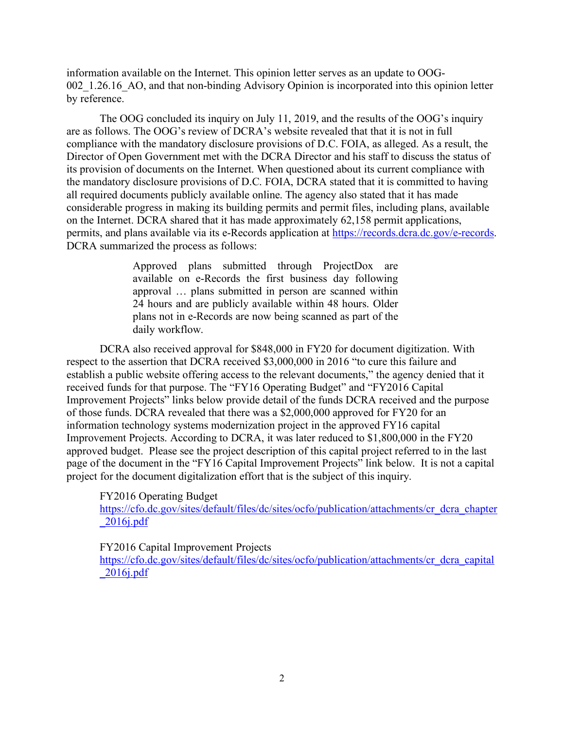information available on the Internet. This opinion letter serves as an update to OOG-002_1.26.16_AO, and that non-binding Advisory Opinion is incorporated into this opinion letter by reference.

The OOG concluded its inquiry on July 11, 2019, and the results of the OOG's inquiry are as follows. The OOG's review of DCRA's website revealed that that it is not in full compliance with the mandatory disclosure provisions of D.C. FOIA, as alleged. As a result, the Director of Open Government met with the DCRA Director and his staff to discuss the status of its provision of documents on the Internet. When questioned about its current compliance with the mandatory disclosure provisions of D.C. FOIA, DCRA stated that it is committed to having all required documents publicly available online. The agency also stated that it has made considerable progress in making its building permits and permit files, including plans, available on the Internet. DCRA shared that it has made approximately 62,158 permit applications, permits, and plans available via its e-Records application at https://records.dcra.dc.gov/e-records. DCRA summarized the process as follows:

> Approved plans submitted through ProjectDox are available on e-Records the first business day following approval … plans submitted in person are scanned within 24 hours and are publicly available within 48 hours. Older plans not in e-Records are now being scanned as part of the daily workflow.

DCRA also received approval for $848,000 in FY20 for document digitization. With respect to the assertion that DCRA received $3,000,000 in 2016 "to cure this failure and establish a public website offering access to the relevant documents," the agency denied that it received funds for that purpose. The "FY16 Operating Budget" and "FY2016 Capital Improvement Projects" links below provide detail of the funds DCRA received and the purpose of those funds. DCRA revealed that there was a $2,000,000 approved for FY20 for an information technology systems modernization project in the approved FY16 capital Improvement Projects. According to DCRA, it was later reduced to $1,800,000 in the FY20 approved budget. Please see the project description of this capital project referred to in the last page of the document in the "FY16 Capital Improvement Projects" link below. It is not a capital project for the document digitalization effort that is the subject of this inquiry.

FY2016 Operating Budget
https://cfo.dc.gov/sites/default/files/dc/sites/ocfo/publication/attachments/cr_dcra_chapter_2016j.pdf

FY2016 Capital Improvement Projects
https://cfo.dc.gov/sites/default/files/dc/sites/ocfo/publication/attachments/cr_dcra_capital_2016j.pdf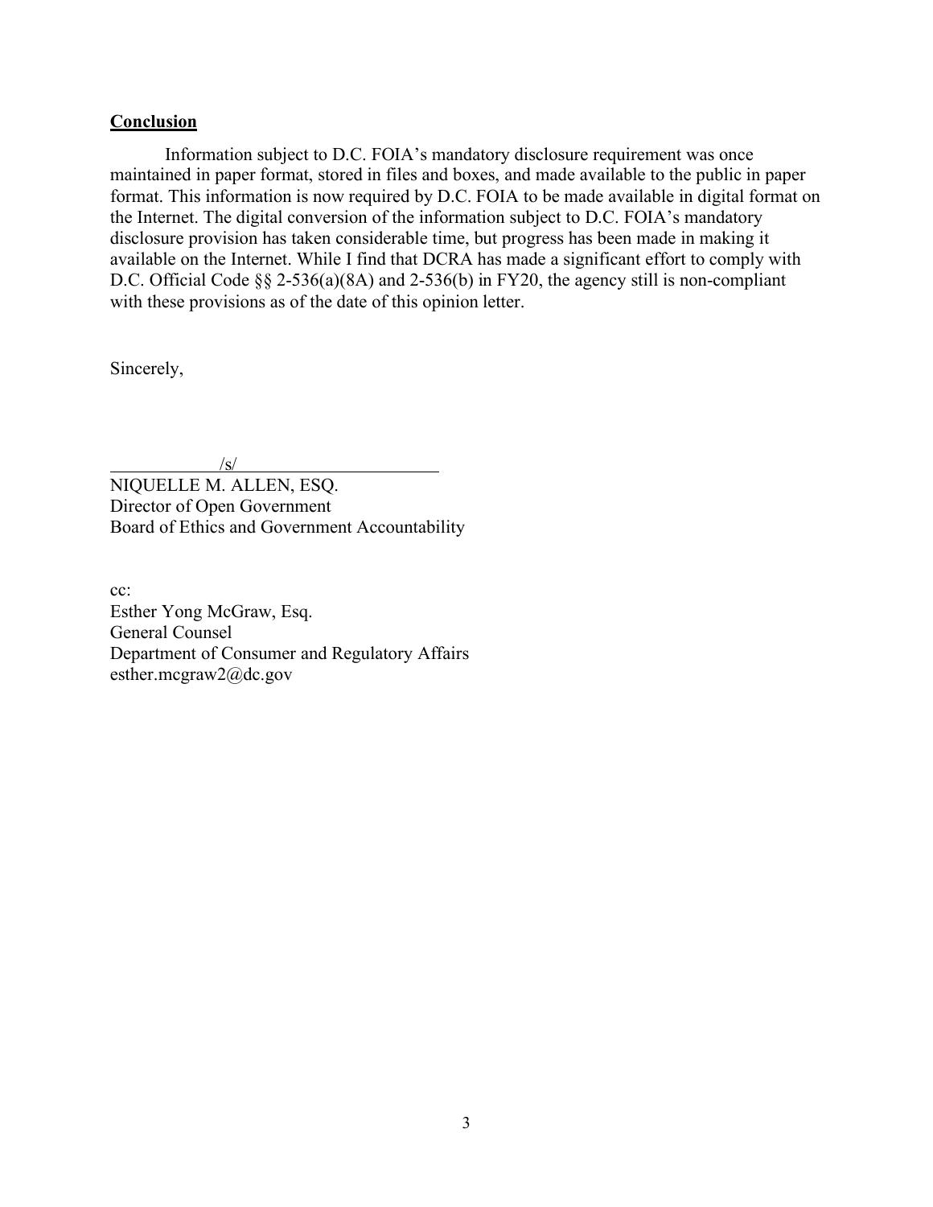## Conclusion

Information subject to D.C. FOIA's mandatory disclosure requirement was once maintained in paper format, stored in files and boxes, and made available to the public in paper format. This information is now required by D.C. FOIA to be made available in digital format on the Internet. The digital conversion of the information subject to D.C. FOIA's mandatory disclosure provision has taken considerable time, but progress has been made in making it available on the Internet. While I find that DCRA has made a significant effort to comply with D.C. Official Code §§ 2-536(a)(8A) and 2-536(b) in FY20, the agency still is non-compliant with these provisions as of the date of this opinion letter.

Sincerely,

/s/

NIQUELLE M. ALLEN, ESQ.
Director of Open Government
Board of Ethics and Government Accountability

cc:
Esther Yong McGraw, Esq.
General Counsel
Department of Consumer and Regulatory Affairs
esther.mcgraw2@dc.gov